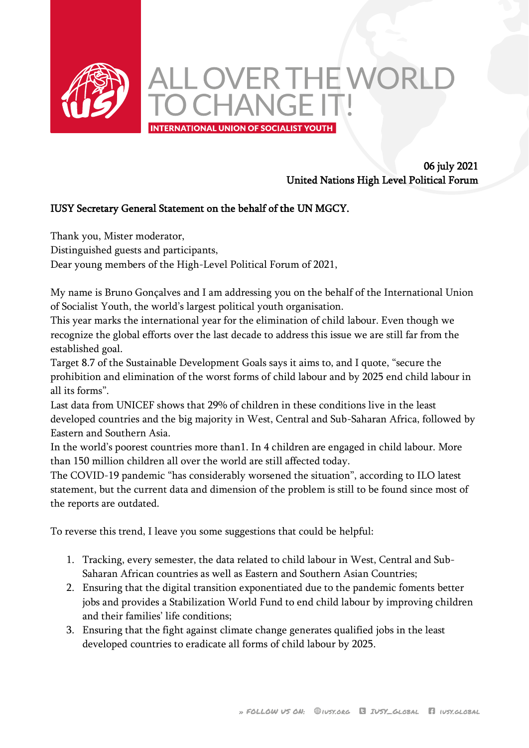# ALL OVER THE WORLD TO CHANGE IT!

INTERNATIONAL UNION OF SOCIALIST YOUTH

06 july 2021
United Nations High Level Political Forum

IUSY Secretary General Statement on the behalf of the UN MGCY.

Thank you, Mister moderator,
Distinguished guests and participants,
Dear young members of the High-Level Political Forum of 2021,

My name is Bruno Gonçalves and I am addressing you on the behalf of the International Union of Socialist Youth, the world's largest political youth organisation.
This year marks the international year for the elimination of child labour. Even though we recognize the global efforts over the last decade to address this issue we are still far from the established goal.
Target 8.7 of the Sustainable Development Goals says it aims to, and I quote, "secure the prohibition and elimination of the worst forms of child labour and by 2025 end child labour in all its forms".
Last data from UNICEF shows that 29% of children in these conditions live in the least developed countries and the big majority in West, Central and Sub-Saharan Africa, followed by Eastern and Southern Asia.
In the world's poorest countries more than1. In 4 children are engaged in child labour. More than 150 million children all over the world are still affected today.
The COVID-19 pandemic "has considerably worsened the situation", according to ILO latest statement, but the current data and dimension of the problem is still to be found since most of the reports are outdated.

To reverse this trend, I leave you some suggestions that could be helpful:

1. Tracking, every semester, the data related to child labour in West, Central and Sub-Saharan African countries as well as Eastern and Southern Asian Countries;
2. Ensuring that the digital transition exponentiated due to the pandemic foments better jobs and provides a Stabilization World Fund to end child labour by improving children and their families' life conditions;
3. Ensuring that the fight against climate change generates qualified jobs in the least developed countries to eradicate all forms of child labour by 2025.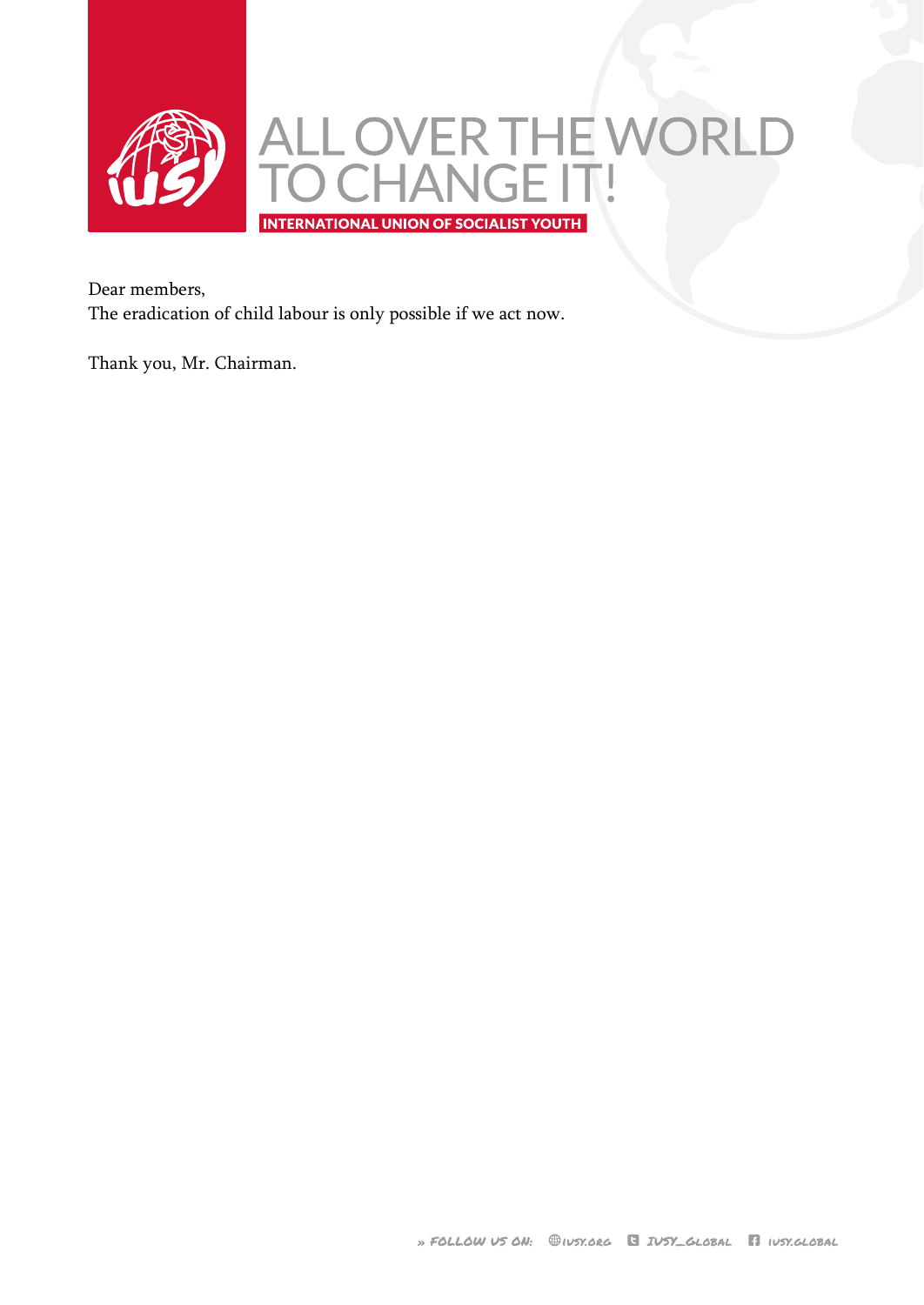Dear members,
The eradication of child labour is only possible if we act now.

Thank you, Mr. Chairman.